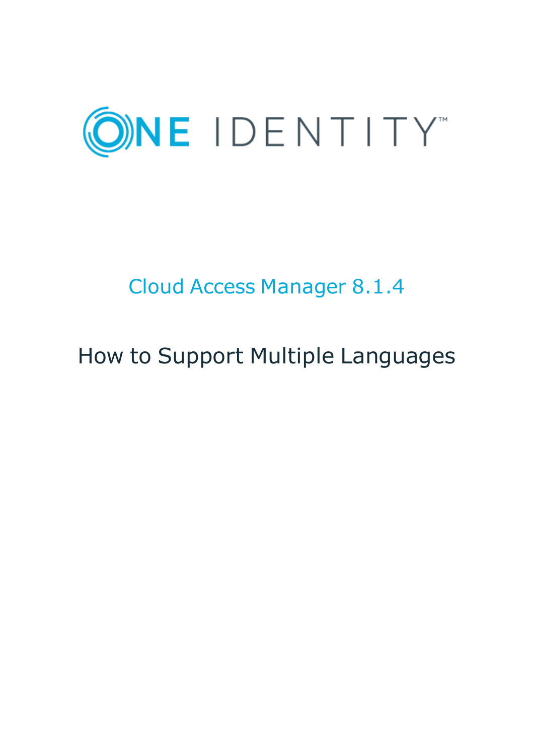ONE IDENTITY™

# Cloud Access Manager 8.1.4

## How to Support Multiple Languages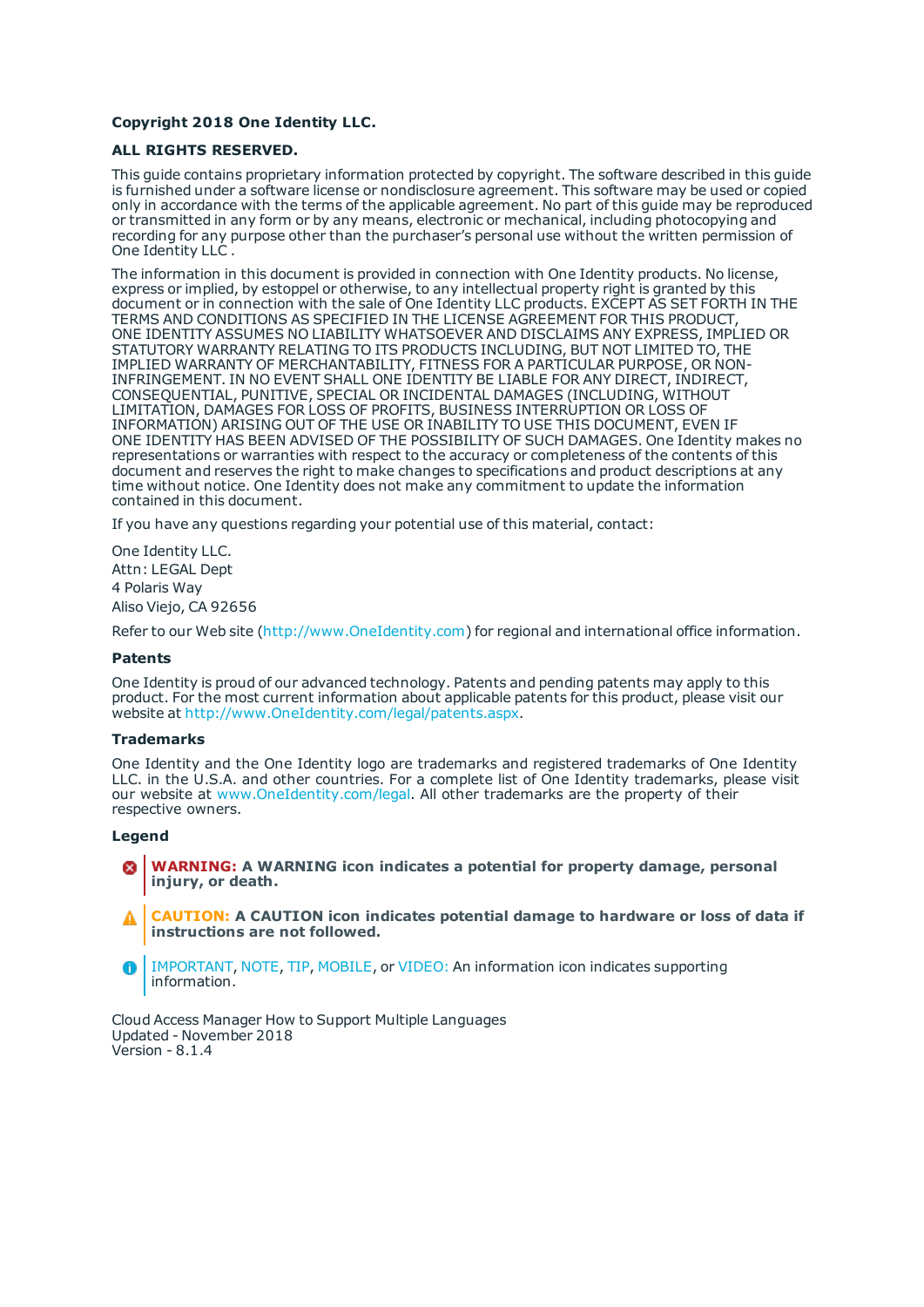**Copyright 2018 One Identity LLC.**

**ALL RIGHTS RESERVED.**

This guide contains proprietary information protected by copyright. The software described in this guide is furnished under a software license or nondisclosure agreement. This software may be used or copied only in accordance with the terms of the applicable agreement. No part of this guide may be reproduced or transmitted in any form or by any means, electronic or mechanical, including photocopying and recording for any purpose other than the purchaser's personal use without the written permission of One Identity LLC .

The information in this document is provided in connection with One Identity products. No license, express or implied, by estoppel or otherwise, to any intellectual property right is granted by this document or in connection with the sale of One Identity LLC products. EXCEPT AS SET FORTH IN THE TERMS AND CONDITIONS AS SPECIFIED IN THE LICENSE AGREEMENT FOR THIS PRODUCT, ONE IDENTITY ASSUMES NO LIABILITY WHATSOEVER AND DISCLAIMS ANY EXPRESS, IMPLIED OR STATUTORY WARRANTY RELATING TO ITS PRODUCTS INCLUDING, BUT NOT LIMITED TO, THE IMPLIED WARRANTY OF MERCHANTABILITY, FITNESS FOR A PARTICULAR PURPOSE, OR NON-INFRINGEMENT. IN NO EVENT SHALL ONE IDENTITY BE LIABLE FOR ANY DIRECT, INDIRECT, CONSEQUENTIAL, PUNITIVE, SPECIAL OR INCIDENTAL DAMAGES (INCLUDING, WITHOUT LIMITATION, DAMAGES FOR LOSS OF PROFITS, BUSINESS INTERRUPTION OR LOSS OF INFORMATION) ARISING OUT OF THE USE OR INABILITY TO USE THIS DOCUMENT, EVEN IF ONE IDENTITY HAS BEEN ADVISED OF THE POSSIBILITY OF SUCH DAMAGES. One Identity makes no representations or warranties with respect to the accuracy or completeness of the contents of this document and reserves the right to make changes to specifications and product descriptions at any time without notice. One Identity does not make any commitment to update the information contained in this document.

If you have any questions regarding your potential use of this material, contact:

One Identity LLC.
Attn: LEGAL Dept
4 Polaris Way
Aliso Viejo, CA 92656

Refer to our Web site (http://www.OneIdentity.com) for regional and international office information.

**Patents**

One Identity is proud of our advanced technology. Patents and pending patents may apply to this product. For the most current information about applicable patents for this product, please visit our website at http://www.OneIdentity.com/legal/patents.aspx.

**Trademarks**

One Identity and the One Identity logo are trademarks and registered trademarks of One Identity LLC. in the U.S.A. and other countries. For a complete list of One Identity trademarks, please visit our website at www.OneIdentity.com/legal. All other trademarks are the property of their respective owners.

**Legend**

**WARNING: A WARNING icon indicates a potential for property damage, personal injury, or death.**

**CAUTION: A CAUTION icon indicates potential damage to hardware or loss of data if instructions are not followed.**

IMPORTANT, NOTE, TIP, MOBILE, or VIDEO: An information icon indicates supporting information.

Cloud Access Manager How to Support Multiple Languages
Updated - November 2018
Version - 8.1.4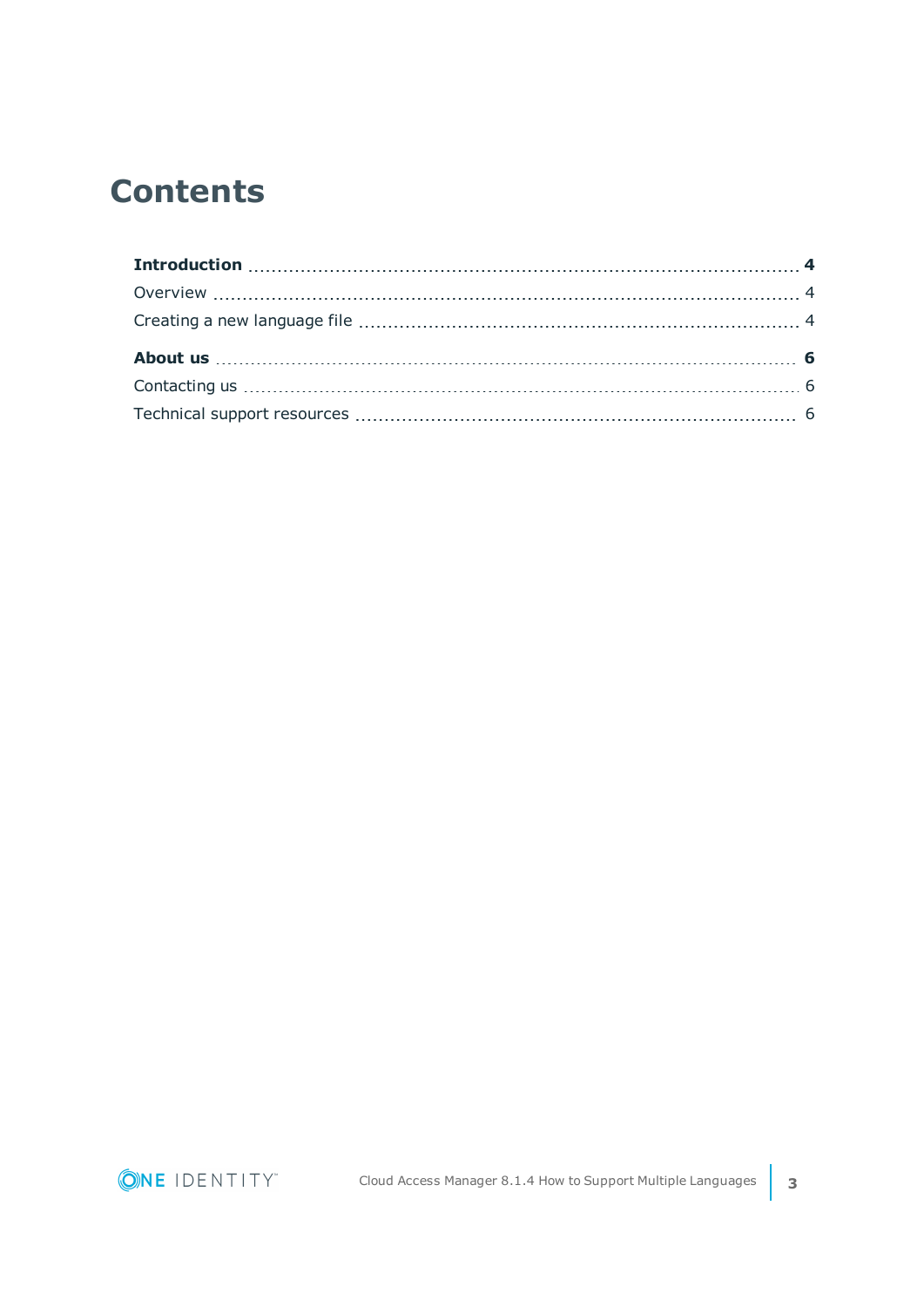# Contents

**Introduction** ..... **4**

Overview ..... 4

Creating a new language file ..... 4

**About us** ..... **6**

Contacting us ..... 6

Technical support resources ..... 6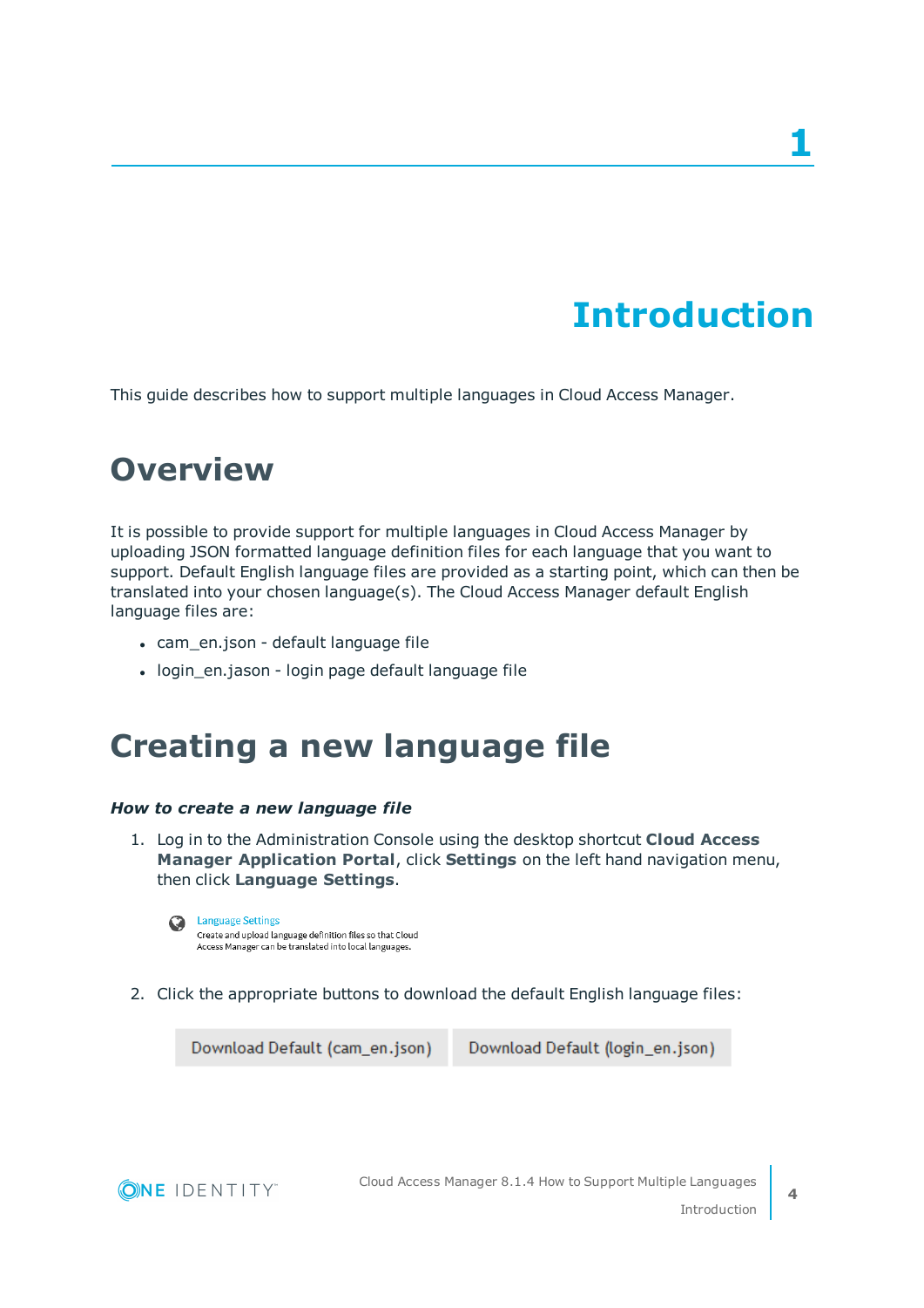# 1

# Introduction

This guide describes how to support multiple languages in Cloud Access Manager.

## Overview

It is possible to provide support for multiple languages in Cloud Access Manager by uploading JSON formatted language definition files for each language that you want to support. Default English language files are provided as a starting point, which can then be translated into your chosen language(s). The Cloud Access Manager default English language files are:

- cam_en.json - default language file
- login_en.jason - login page default language file

## Creating a new language file

***How to create a new language file***

1. Log in to the Administration Console using the desktop shortcut **Cloud Access Manager Application Portal**, click **Settings** on the left hand navigation menu, then click **Language Settings**.

   Language Settings
   Create and upload language definition files so that Cloud Access Manager can be translated into local languages.

2. Click the appropriate buttons to download the default English language files:

   Download Default (cam_en.json) | Download Default (login_en.json)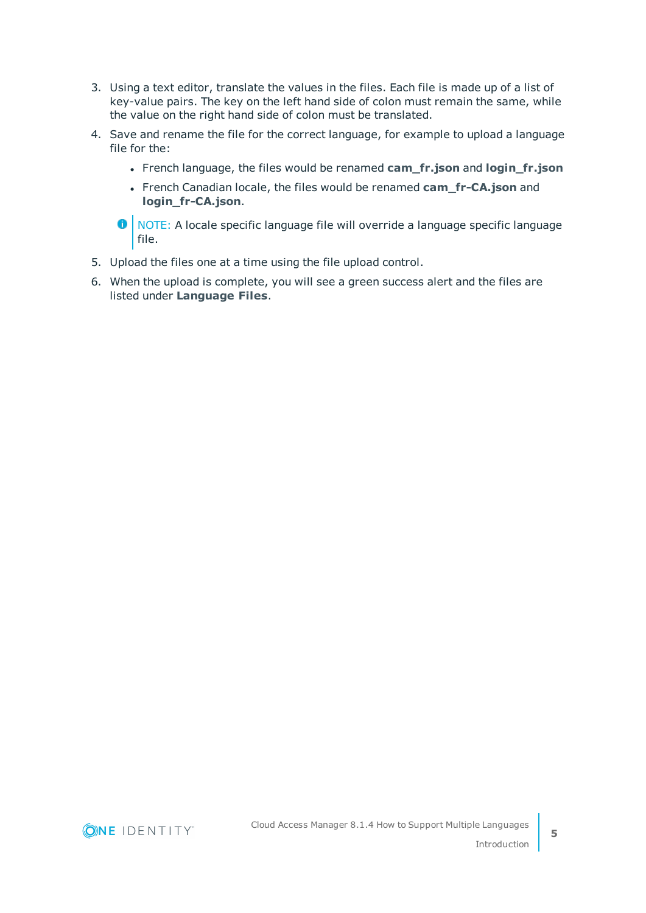3. Using a text editor, translate the values in the files. Each file is made up of a list of key-value pairs. The key on the left hand side of colon must remain the same, while the value on the right hand side of colon must be translated.
4. Save and rename the file for the correct language, for example to upload a language file for the:
   - French language, the files would be renamed **cam_fr.json** and **login_fr.json**
   - French Canadian locale, the files would be renamed **cam_fr-CA.json** and **login_fr-CA.json**.

   NOTE: A locale specific language file will override a language specific language file.
5. Upload the files one at a time using the file upload control.
6. When the upload is complete, you will see a green success alert and the files are listed under **Language Files**.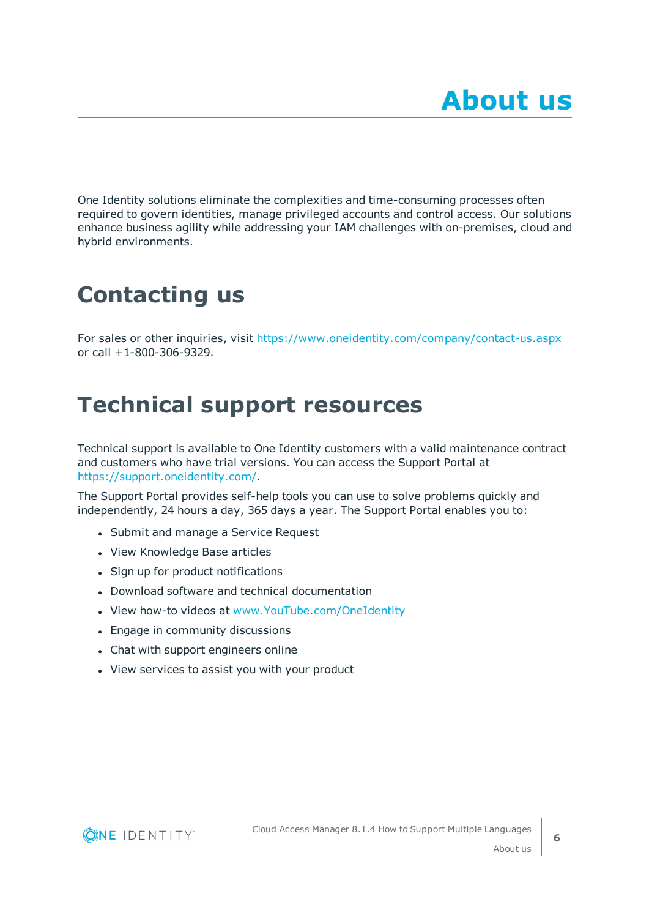# About us

One Identity solutions eliminate the complexities and time-consuming processes often required to govern identities, manage privileged accounts and control access. Our solutions enhance business agility while addressing your IAM challenges with on-premises, cloud and hybrid environments.

## Contacting us

For sales or other inquiries, visit https://www.oneidentity.com/company/contact-us.aspx or call +1-800-306-9329.

## Technical support resources

Technical support is available to One Identity customers with a valid maintenance contract and customers who have trial versions. You can access the Support Portal at https://support.oneidentity.com/.

The Support Portal provides self-help tools you can use to solve problems quickly and independently, 24 hours a day, 365 days a year. The Support Portal enables you to:

- Submit and manage a Service Request
- View Knowledge Base articles
- Sign up for product notifications
- Download software and technical documentation
- View how-to videos at www.YouTube.com/OneIdentity
- Engage in community discussions
- Chat with support engineers online
- View services to assist you with your product